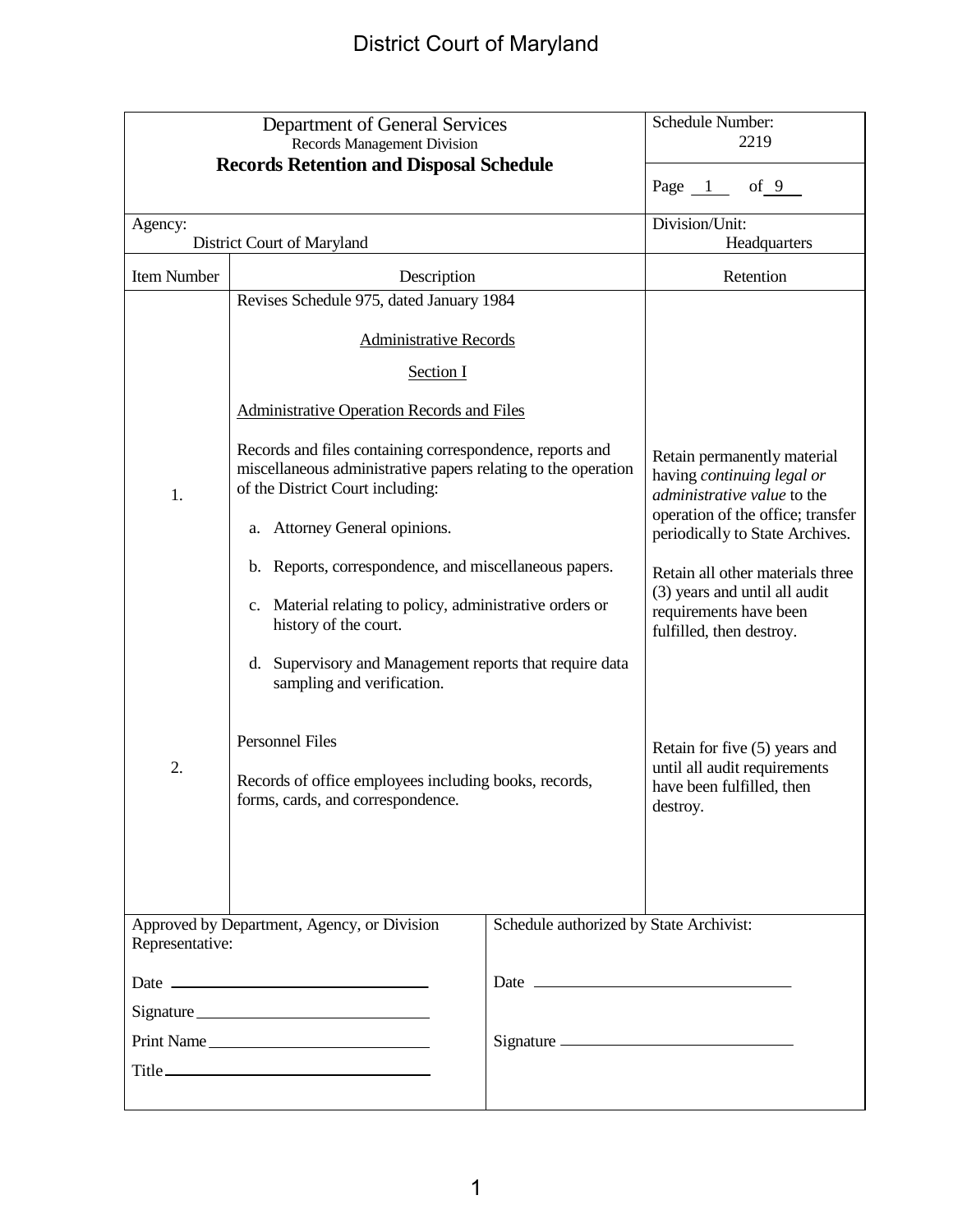# District Court of Maryland

| Department of General Services<br>Records Management Division<br>**Records Retention and Disposal Schedule** | Schedule Number: 2219<br>Page 1 of 9 |
|---|---|
| Agency: District Court of Maryland | Division/Unit: Headquarters |

| Item Number | Description | Retention |
|---|---|---|
| | Revises Schedule 975, dated January 1984<br><br>Administrative Records<br><br>Section I<br><br>Administrative Operation Records and Files | |
| 1. | Records and files containing correspondence, reports and miscellaneous administrative papers relating to the operation of the District Court including:<br><br>a. Attorney General opinions.<br><br>b. Reports, correspondence, and miscellaneous papers.<br><br>c. Material relating to policy, administrative orders or history of the court.<br><br>d. Supervisory and Management reports that require data sampling and verification. | Retain permanently material having *continuing legal or administrative value* to the operation of the office; transfer periodically to State Archives.<br><br>Retain all other materials three (3) years and until all audit requirements have been fulfilled, then destroy. |
| 2. | Personnel Files<br><br>Records of office employees including books, records, forms, cards, and correspondence. | Retain for five (5) years and until all audit requirements have been fulfilled, then destroy. |

| Approved by Department, Agency, or Division Representative: | Schedule authorized by State Archivist: |
|---|---|
| Date ______________________ | Date ______________________ |
| Signature ______________________ | |
| Print Name ______________________ | Signature ______________________ |
| Title ______________________ | |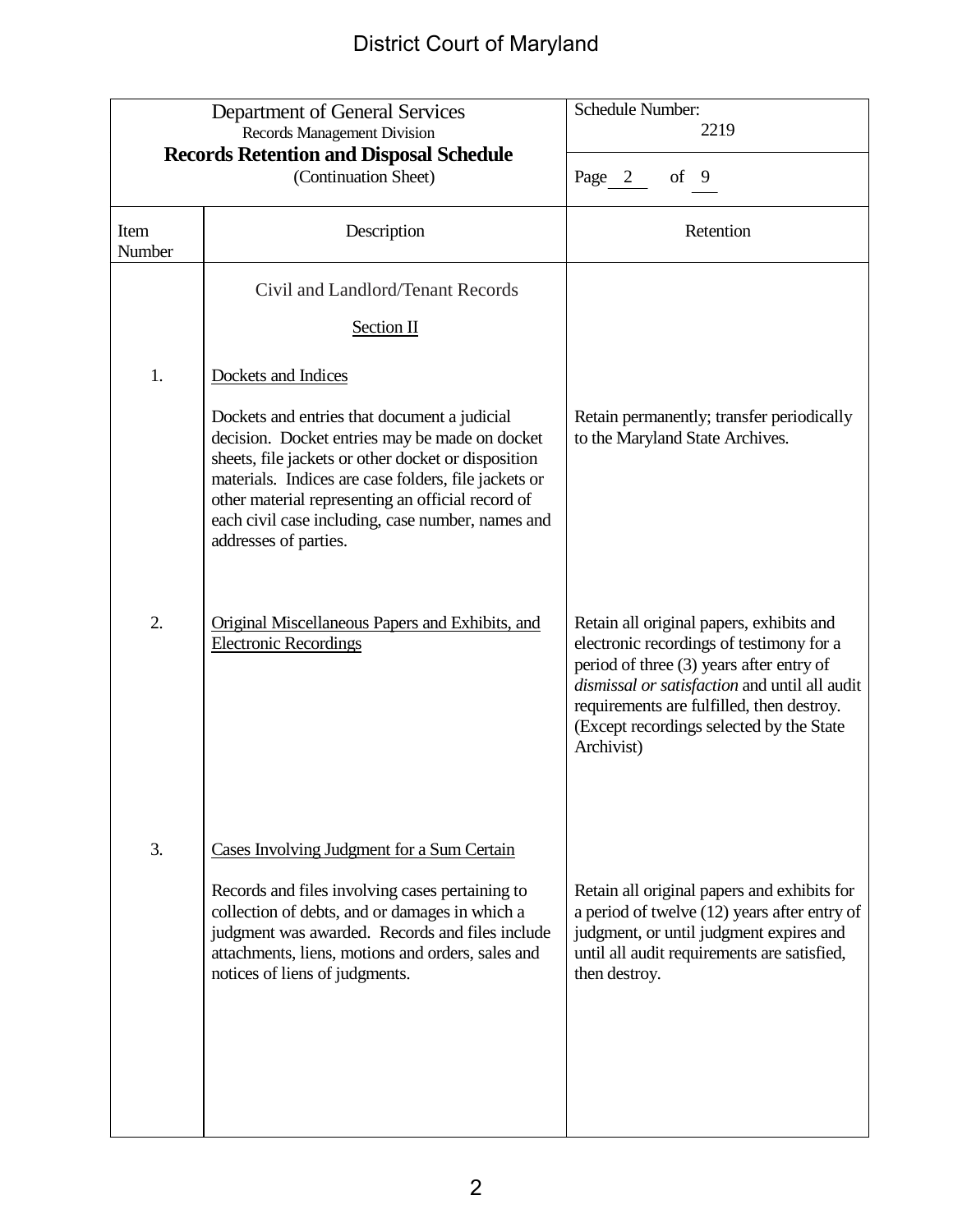# District Court of Maryland

| Department of General Services<br>Records Management Division<br>**Records Retention and Disposal Schedule**<br>(Continuation Sheet) | Schedule Number: 2219<br><br>Page 2 of 9 |
|---|---|

| Item Number | Description | Retention |
|---|---|---|
| | Civil and Landlord/Tenant Records<br><br>Section II | |
| 1. | Dockets and Indices<br><br>Dockets and entries that document a judicial decision. Docket entries may be made on docket sheets, file jackets or other docket or disposition materials. Indices are case folders, file jackets or other material representing an official record of each civil case including, case number, names and addresses of parties. | Retain permanently; transfer periodically to the Maryland State Archives. |
| 2. | Original Miscellaneous Papers and Exhibits, and Electronic Recordings | Retain all original papers, exhibits and electronic recordings of testimony for a period of three (3) years after entry of *dismissal or satisfaction* and until all audit requirements are fulfilled, then destroy. (Except recordings selected by the State Archivist) |
| 3. | Cases Involving Judgment for a Sum Certain<br><br>Records and files involving cases pertaining to collection of debts, and or damages in which a judgment was awarded. Records and files include attachments, liens, motions and orders, sales and notices of liens of judgments. | Retain all original papers and exhibits for a period of twelve (12) years after entry of judgment, or until judgment expires and until all audit requirements are satisfied, then destroy. |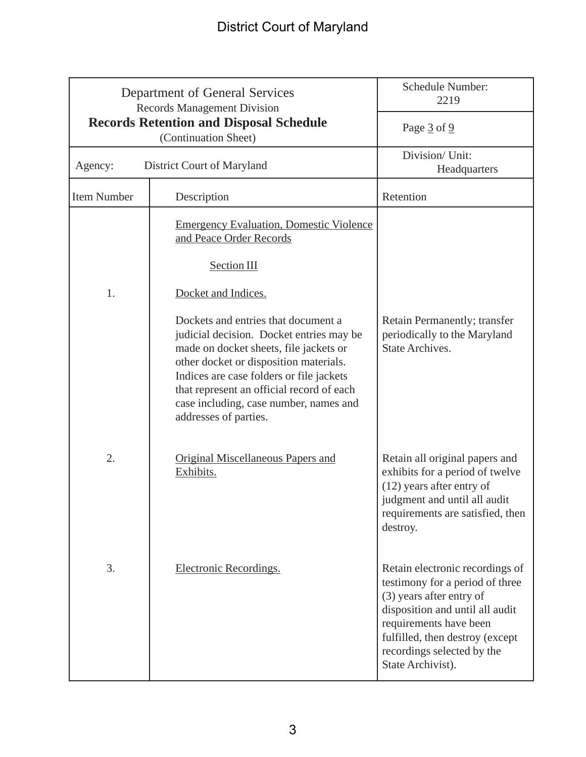| Department of General Services<br>Records Management Division<br>**Records Retention and Disposal Schedule**<br>(Continuation Sheet) | | Schedule Number:<br>2219 |
|---|---|---|
| | | Page 3 of 9 |
| Agency: District Court of Maryland | | Division/ Unit:<br>Headquarters |
| Item Number | Description | Retention |
| | Emergency Evaluation, Domestic Violence and Peace Order Records<br><br>Section III | |
| 1. | Docket and Indices.<br><br>Dockets and entries that document a judicial decision. Docket entries may be made on docket sheets, file jackets or other docket or disposition materials. Indices are case folders or file jackets that represent an official record of each case including, case number, names and addresses of parties. | Retain Permanently; transfer periodically to the Maryland State Archives. |
| 2. | Original Miscellaneous Papers and Exhibits. | Retain all original papers and exhibits for a period of twelve (12) years after entry of judgment and until all audit requirements are satisfied, then destroy. |
| 3. | Electronic Recordings. | Retain electronic recordings of testimony for a period of three (3) years after entry of disposition and until all audit requirements have been fulfilled, then destroy (except recordings selected by the State Archivist). |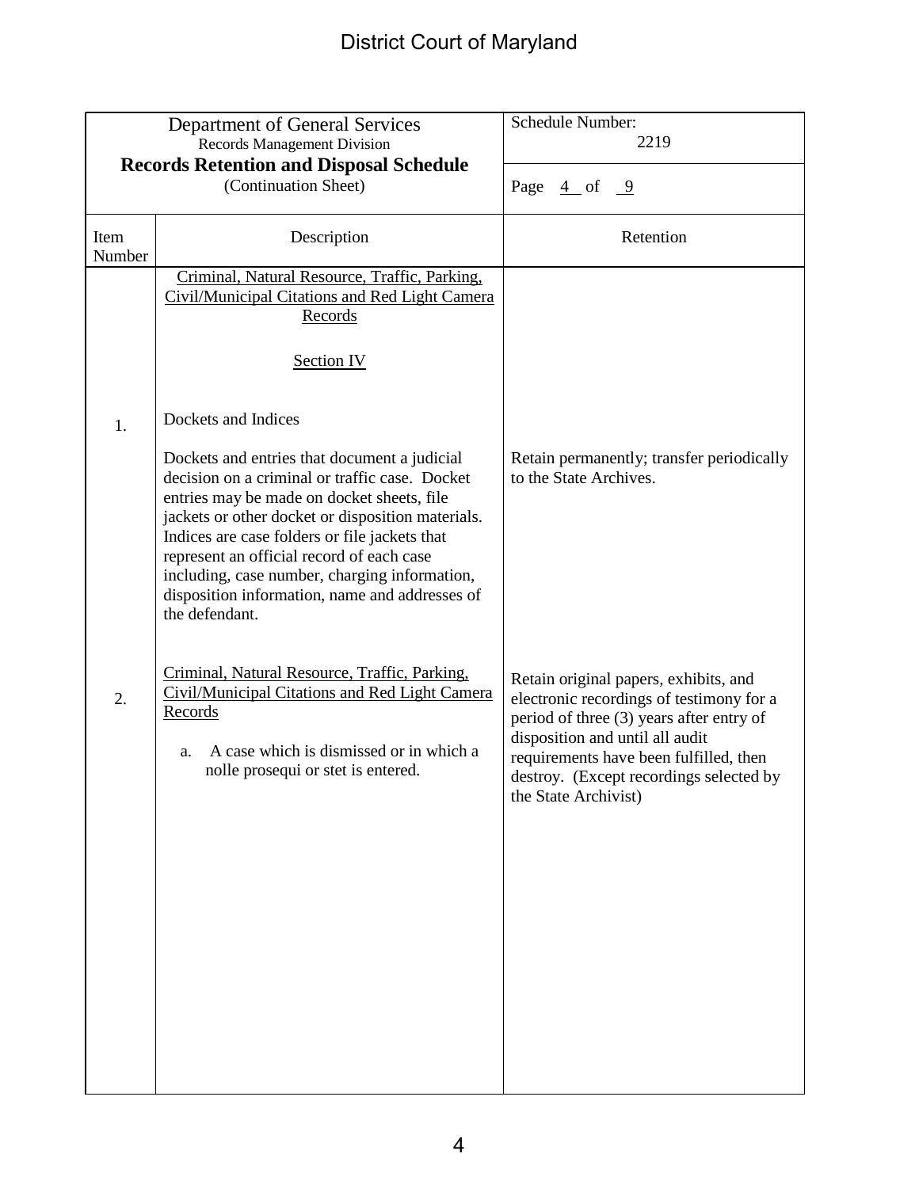District Court of Maryland

| Department of General Services<br>Records Management Division<br>**Records Retention and Disposal Schedule**<br>(Continuation Sheet) | | Schedule Number: 2219<br><br>Page 4 of 9 |
|---|---|---|
| Item Number | Description | Retention |
| | Criminal, Natural Resource, Traffic, Parking, Civil/Municipal Citations and Red Light Camera Records<br><br>Section IV | |
| 1. | Dockets and Indices<br><br>Dockets and entries that document a judicial decision on a criminal or traffic case. Docket entries may be made on docket sheets, file jackets or other docket or disposition materials. Indices are case folders or file jackets that represent an official record of each case including, case number, charging information, disposition information, name and addresses of the defendant. | Retain permanently; transfer periodically to the State Archives. |
| 2. | Criminal, Natural Resource, Traffic, Parking, Civil/Municipal Citations and Red Light Camera Records<br><br>a. A case which is dismissed or in which a nolle prosequi or stet is entered. | Retain original papers, exhibits, and electronic recordings of testimony for a period of three (3) years after entry of disposition and until all audit requirements have been fulfilled, then destroy. (Except recordings selected by the State Archivist) |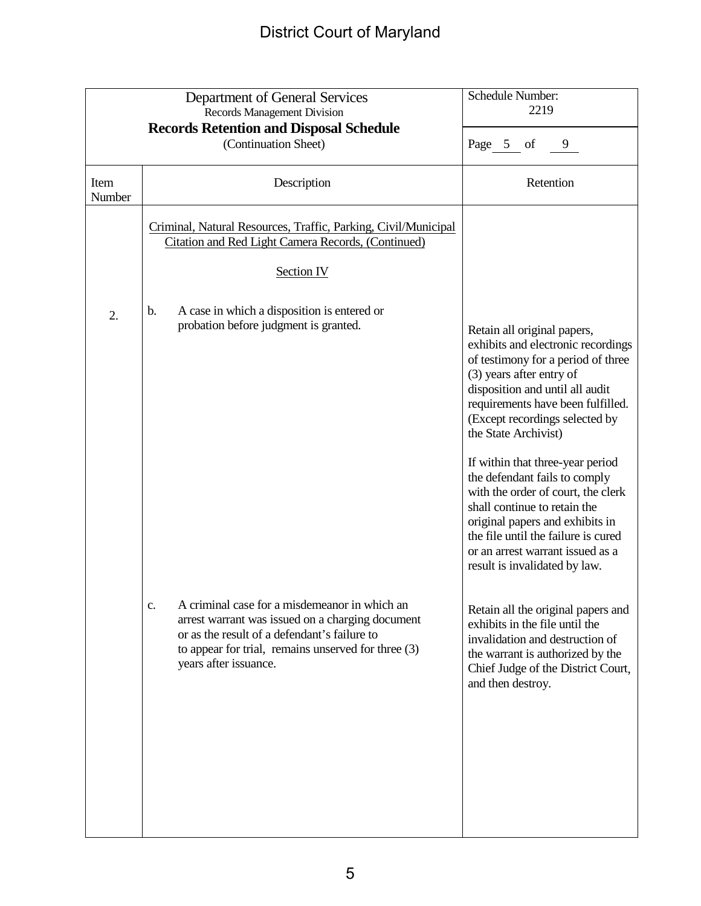| Department of General Services<br>Records Management Division<br>**Records Retention and Disposal Schedule**<br>(Continuation Sheet) | | Schedule Number: 2219<br><br>Page 5 of 9 |
|---|---|---|
| **Item Number** | **Description** | **Retention** |
| | Criminal, Natural Resources, Traffic, Parking, Civil/Municipal Citation and Red Light Camera Records, (Continued)<br><br>Section IV | |
| 2. | b. A case in which a disposition is entered or probation before judgment is granted. | Retain all original papers, exhibits and electronic recordings of testimony for a period of three (3) years after entry of disposition and until all audit requirements have been fulfilled. (Except recordings selected by the State Archivist)<br><br>If within that three-year period the defendant fails to comply with the order of court, the clerk shall continue to retain the original papers and exhibits in the file until the failure is cured or an arrest warrant issued as a result is invalidated by law. |
| | c. A criminal case for a misdemeanor in which an arrest warrant was issued on a charging document or as the result of a defendant's failure to appear for trial, remains unserved for three (3) years after issuance. | Retain all the original papers and exhibits in the file until the invalidation and destruction of the warrant is authorized by the Chief Judge of the District Court, and then destroy. |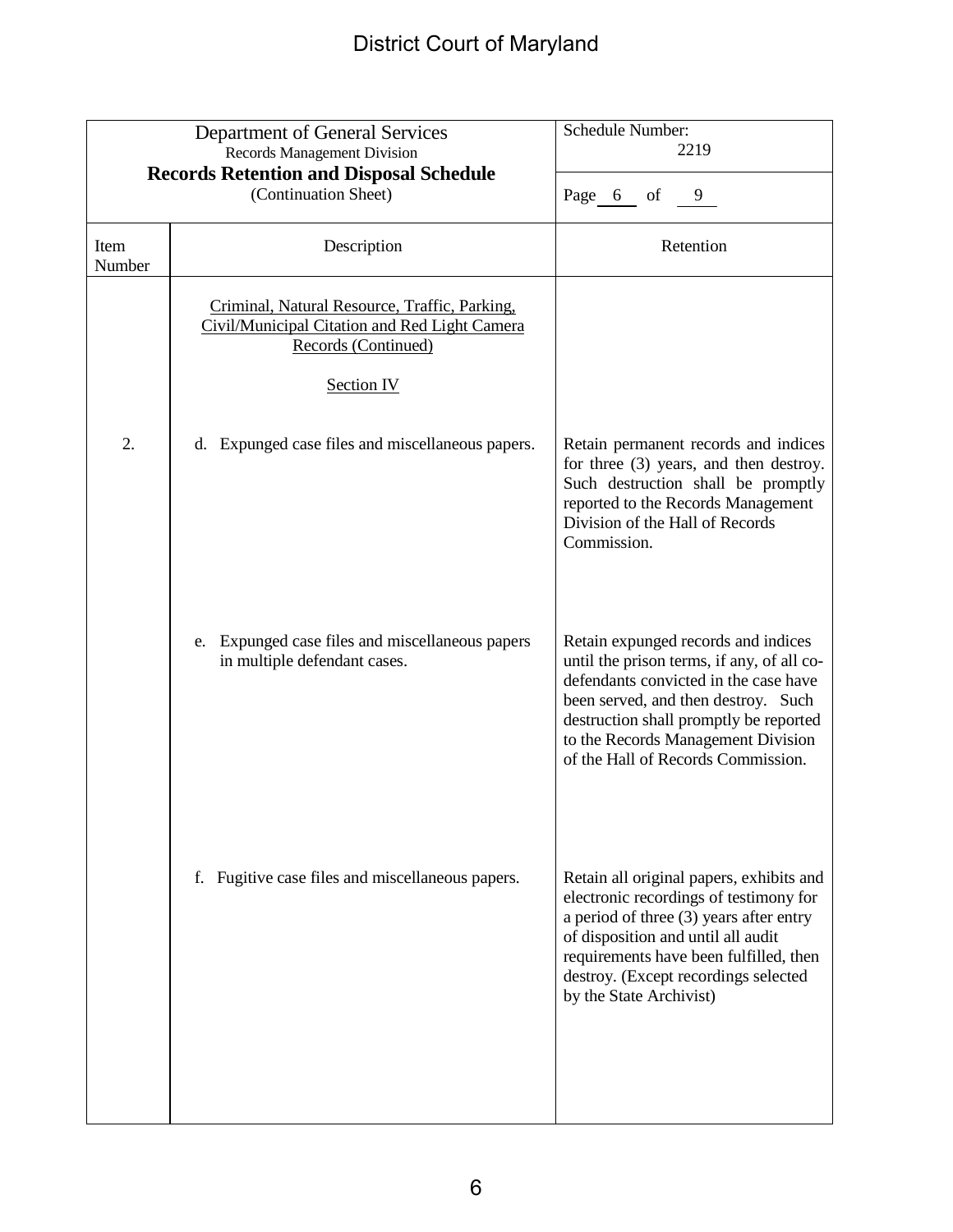# District Court of Maryland

| Department of General Services<br>Records Management Division<br>**Records Retention and Disposal Schedule**<br>(Continuation Sheet) | | Schedule Number:<br>2219<br><br>Page 6 of 9 |
|---|---|---|
| Item Number | Description | Retention |
| | Criminal, Natural Resource, Traffic, Parking, Civil/Municipal Citation and Red Light Camera Records (Continued)<br><br>Section IV | |
| 2. | d. Expunged case files and miscellaneous papers. | Retain permanent records and indices for three (3) years, and then destroy. Such destruction shall be promptly reported to the Records Management Division of the Hall of Records Commission. |
| | e. Expunged case files and miscellaneous papers in multiple defendant cases. | Retain expunged records and indices until the prison terms, if any, of all co-defendants convicted in the case have been served, and then destroy. Such destruction shall promptly be reported to the Records Management Division of the Hall of Records Commission. |
| | f. Fugitive case files and miscellaneous papers. | Retain all original papers, exhibits and electronic recordings of testimony for a period of three (3) years after entry of disposition and until all audit requirements have been fulfilled, then destroy. (Except recordings selected by the State Archivist) |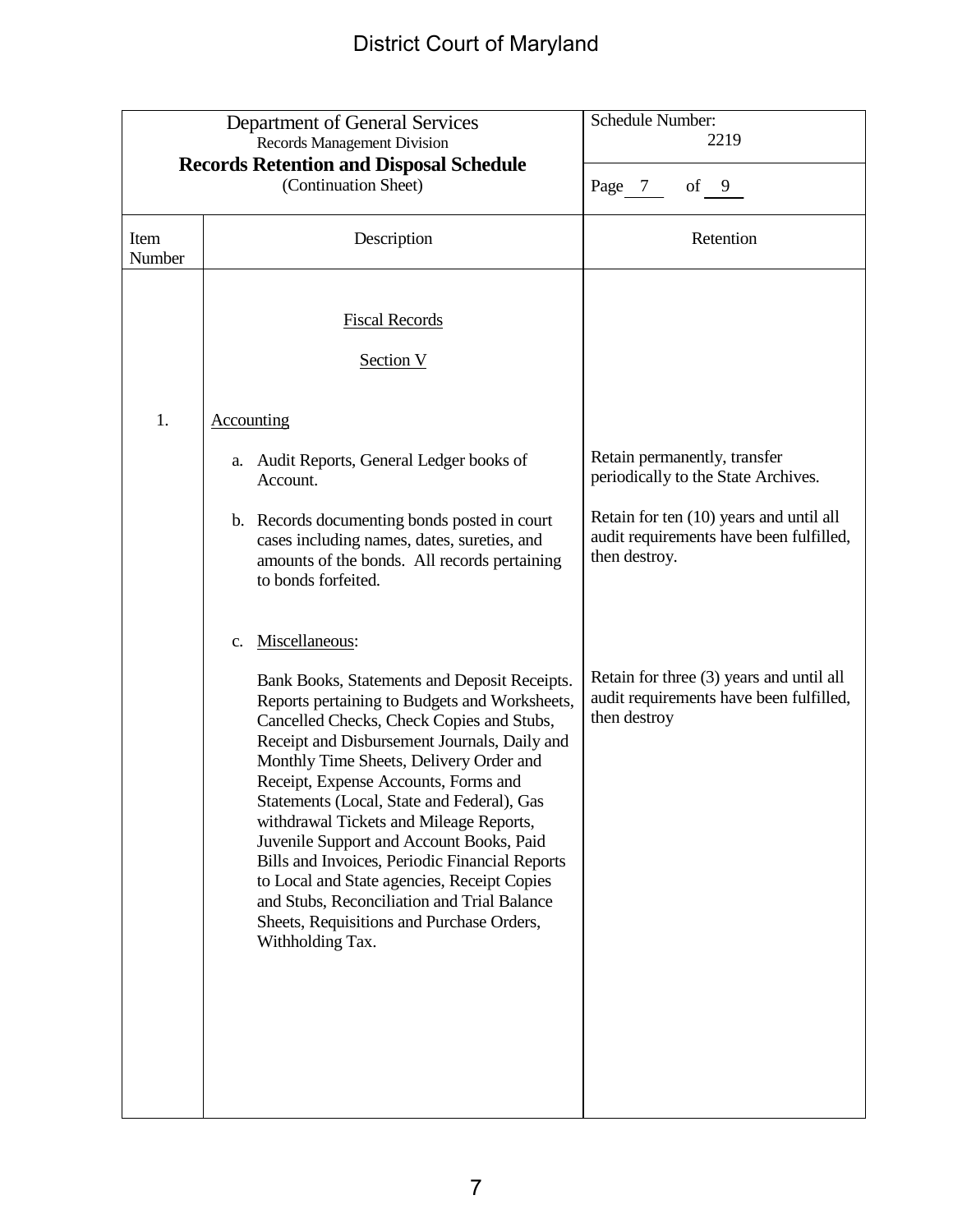# District Court of Maryland

| Department of General Services<br>Records Management Division<br>**Records Retention and Disposal Schedule**<br>(Continuation Sheet) | Schedule Number:<br>2219<br><br>Page 7 of 9 |
|---|---|

| Item Number | Description | Retention |
|---|---|---|
| | Fiscal Records<br><br>Section V | |
| 1. | Accounting | |
| | a. Audit Reports, General Ledger books of Account. | Retain permanently, transfer periodically to the State Archives. |
| | b. Records documenting bonds posted in court cases including names, dates, sureties, and amounts of the bonds. All records pertaining to bonds forfeited. | Retain for ten (10) years and until all audit requirements have been fulfilled, then destroy. |
| | c. Miscellaneous:<br><br>Bank Books, Statements and Deposit Receipts. Reports pertaining to Budgets and Worksheets, Cancelled Checks, Check Copies and Stubs, Receipt and Disbursement Journals, Daily and Monthly Time Sheets, Delivery Order and Receipt, Expense Accounts, Forms and Statements (Local, State and Federal), Gas withdrawal Tickets and Mileage Reports, Juvenile Support and Account Books, Paid Bills and Invoices, Periodic Financial Reports to Local and State agencies, Receipt Copies and Stubs, Reconciliation and Trial Balance Sheets, Requisitions and Purchase Orders, Withholding Tax. | Retain for three (3) years and until all audit requirements have been fulfilled, then destroy |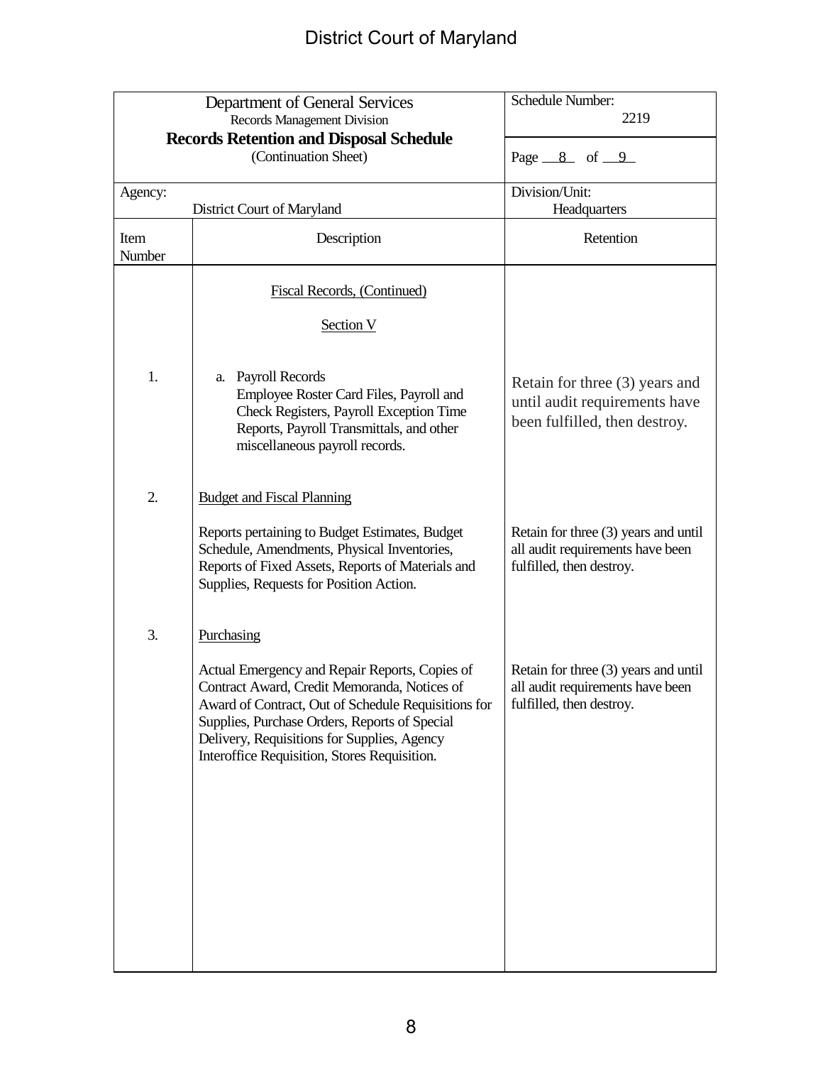# District Court of Maryland

| Department of General Services<br>Records Management Division<br>**Records Retention and Disposal Schedule**<br>(Continuation Sheet) | | Schedule Number:<br>2219<br><br>Page 8 of 9 |
|---|---|---|
| Agency:<br>District Court of Maryland | | Division/Unit:<br>Headquarters |
| Item Number | Description | Retention |
| | Fiscal Records, (Continued)<br><br>Section V | |
| 1. | a. Payroll Records<br>Employee Roster Card Files, Payroll and Check Registers, Payroll Exception Time Reports, Payroll Transmittals, and other miscellaneous payroll records. | Retain for three (3) years and until audit requirements have been fulfilled, then destroy. |
| 2. | Budget and Fiscal Planning<br><br>Reports pertaining to Budget Estimates, Budget Schedule, Amendments, Physical Inventories, Reports of Fixed Assets, Reports of Materials and Supplies, Requests for Position Action. | Retain for three (3) years and until all audit requirements have been fulfilled, then destroy. |
| 3. | Purchasing<br><br>Actual Emergency and Repair Reports, Copies of Contract Award, Credit Memoranda, Notices of Award of Contract, Out of Schedule Requisitions for Supplies, Purchase Orders, Reports of Special Delivery, Requisitions for Supplies, Agency Interoffice Requisition, Stores Requisition. | Retain for three (3) years and until all audit requirements have been fulfilled, then destroy. |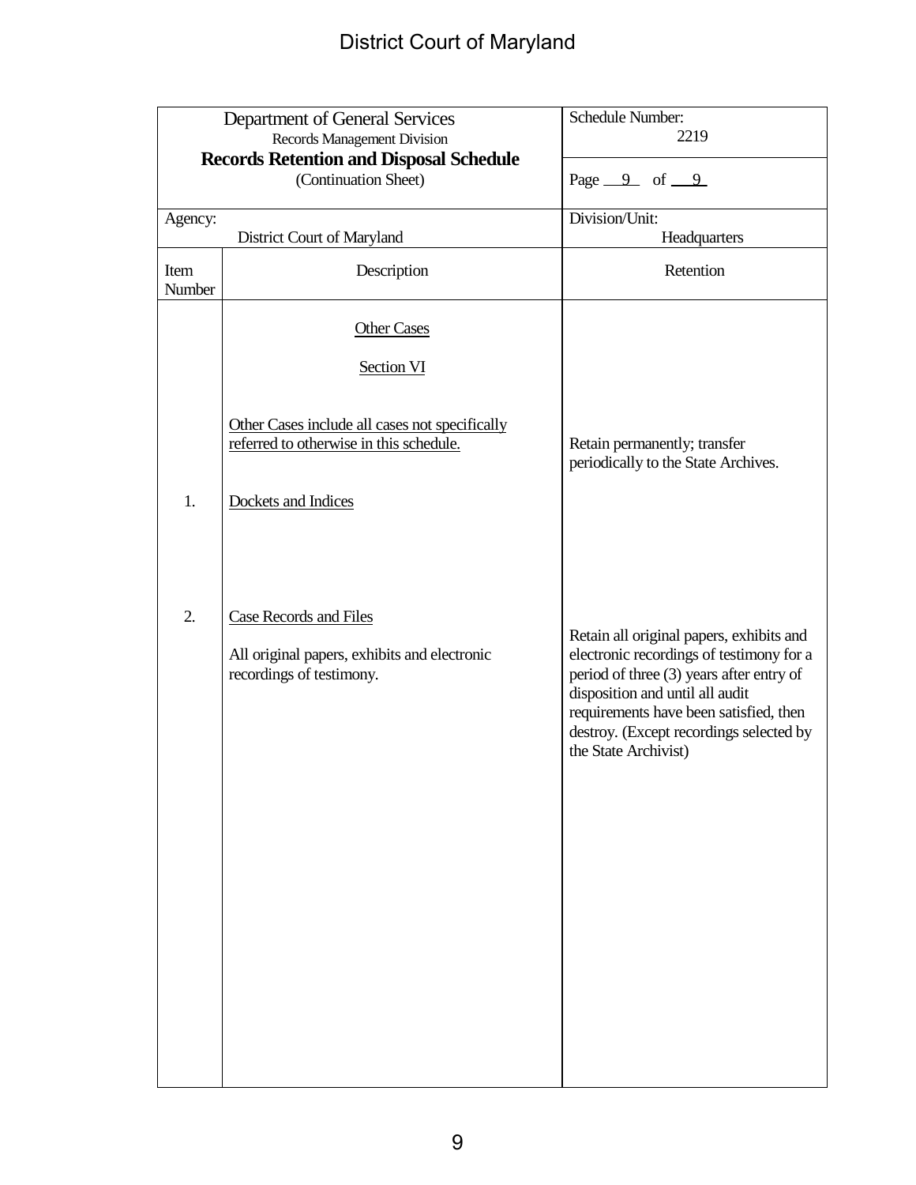# District Court of Maryland

| Department of General Services<br>Records Management Division<br>**Records Retention and Disposal Schedule**<br>(Continuation Sheet) | | Schedule Number:<br>2219<br><br>Page 9 of 9 |
|---|---|---|
| Agency:<br>District Court of Maryland | | Division/Unit:<br>Headquarters |
| Item Number | Description | Retention |
| | Other Cases<br><br>Section VI<br><br>Other Cases include all cases not specifically referred to otherwise in this schedule. | Retain permanently; transfer periodically to the State Archives. |
| 1. | Dockets and Indices | |
| 2. | Case Records and Files<br><br>All original papers, exhibits and electronic recordings of testimony. | Retain all original papers, exhibits and electronic recordings of testimony for a period of three (3) years after entry of disposition and until all audit requirements have been satisfied, then destroy. (Except recordings selected by the State Archivist) |